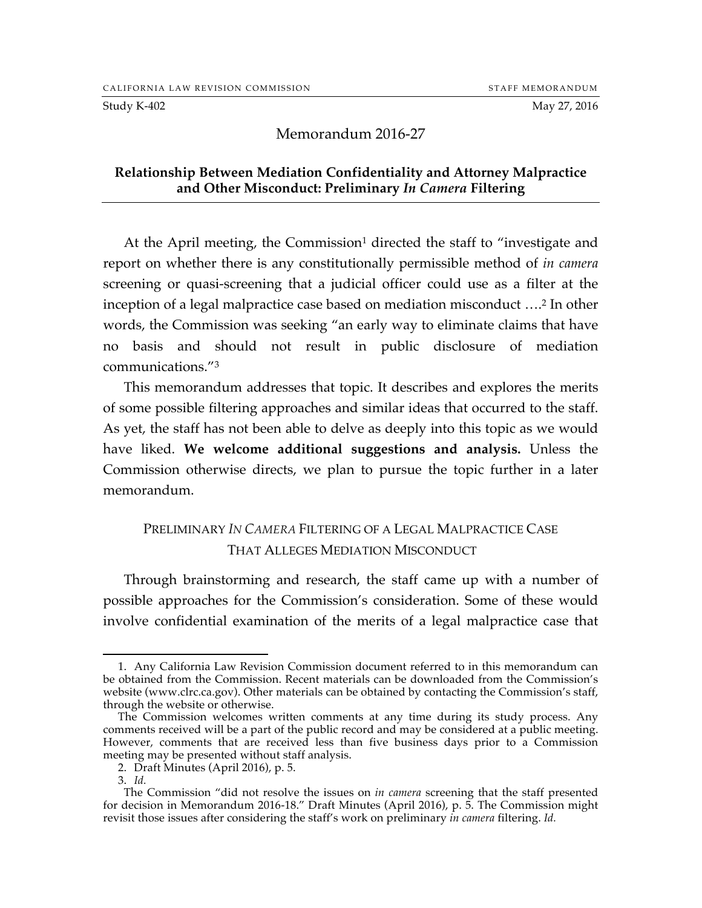CALIFORNIA LAW REVISION COMMISSION STAFF MEMORANDUM

Study K-402 May 27, 2016

# Memorandum 2016-27

## Relationship Between Mediation Confidentiality and Attorney Malpractice and Other Misconduct: Preliminary *In Camera* Filtering

At the April meeting, the Commission[1] directed the staff to "investigate and report on whether there is any constitutionally permissible method of *in camera* screening or quasi-screening that a judicial officer could use as a filter at the inception of a legal malpractice case based on mediation misconduct ….[2] In other words, the Commission was seeking "an early way to eliminate claims that have no basis and should not result in public disclosure of mediation communications."[3]

This memorandum addresses that topic. It describes and explores the merits of some possible filtering approaches and similar ideas that occurred to the staff. As yet, the staff has not been able to delve as deeply into this topic as we would have liked. **We welcome additional suggestions and analysis.** Unless the Commission otherwise directs, we plan to pursue the topic further in a later memorandum.

### PRELIMINARY *IN CAMERA* FILTERING OF A LEGAL MALPRACTICE CASE THAT ALLEGES MEDIATION MISCONDUCT

Through brainstorming and research, the staff came up with a number of possible approaches for the Commission's consideration. Some of these would involve confidential examination of the merits of a legal malpractice case that

---

1. Any California Law Revision Commission document referred to in this memorandum can be obtained from the Commission. Recent materials can be downloaded from the Commission's website (www.clrc.ca.gov). Other materials can be obtained by contacting the Commission's staff, through the website or otherwise.

The Commission welcomes written comments at any time during its study process. Any comments received will be a part of the public record and may be considered at a public meeting. However, comments that are received less than five business days prior to a Commission meeting may be presented without staff analysis.

2. Draft Minutes (April 2016), p. 5.

3. *Id.*

The Commission "did not resolve the issues on *in camera* screening that the staff presented for decision in Memorandum 2016-18." Draft Minutes (April 2016), p. 5. The Commission might revisit those issues after considering the staff's work on preliminary *in camera* filtering. *Id.*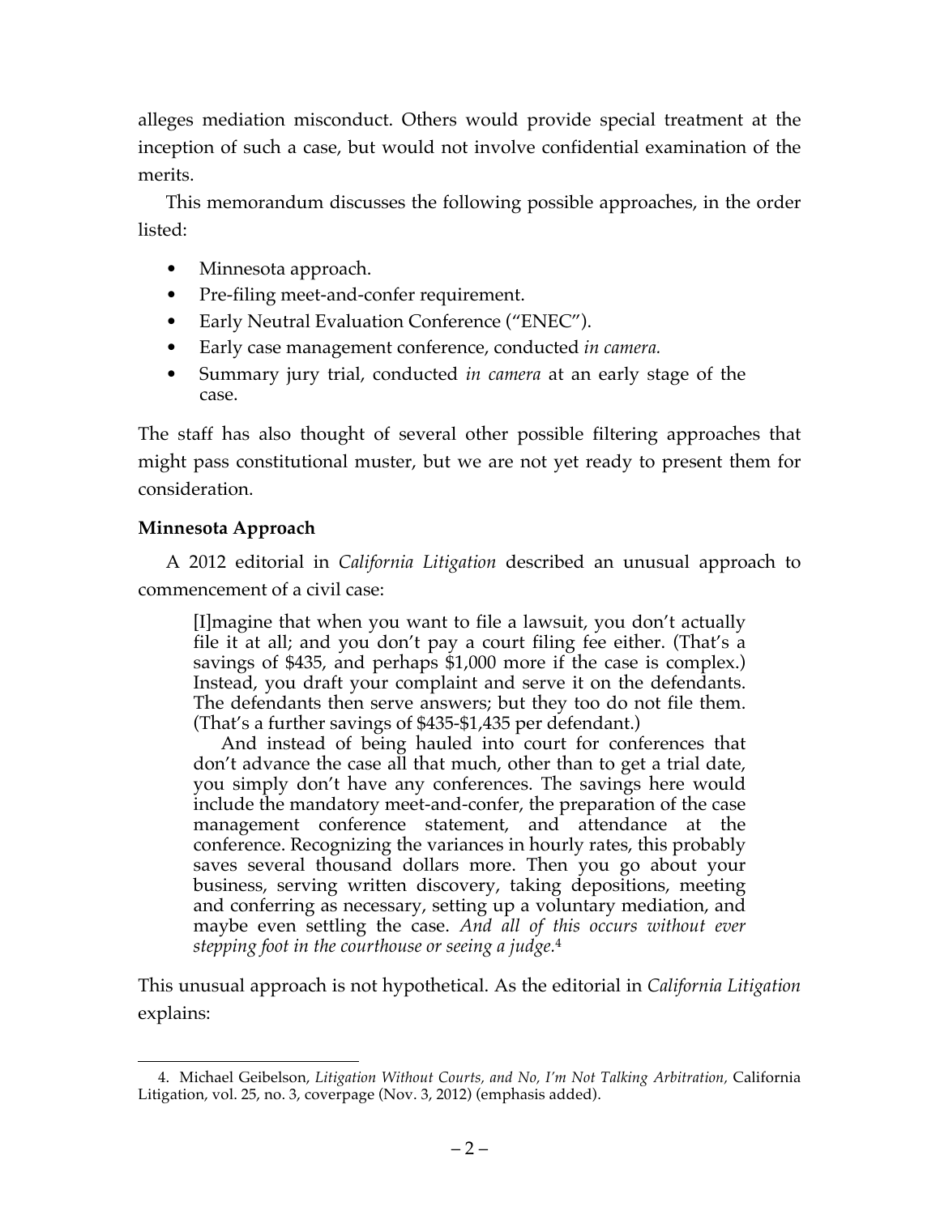alleges mediation misconduct. Others would provide special treatment at the inception of such a case, but would not involve confidential examination of the merits.

This memorandum discusses the following possible approaches, in the order listed:

- Minnesota approach.
- Pre-filing meet-and-confer requirement.
- Early Neutral Evaluation Conference ("ENEC").
- Early case management conference, conducted *in camera.*
- Summary jury trial, conducted *in camera* at an early stage of the case.

The staff has also thought of several other possible filtering approaches that might pass constitutional muster, but we are not yet ready to present them for consideration.

**Minnesota Approach**

A 2012 editorial in *California Litigation* described an unusual approach to commencement of a civil case:

> [I]magine that when you want to file a lawsuit, you don't actually file it at all; and you don't pay a court filing fee either. (That's a savings of $435, and perhaps $1,000 more if the case is complex.) Instead, you draft your complaint and serve it on the defendants. The defendants then serve answers; but they too do not file them. (That's a further savings of $435-$1,435 per defendant.)
>
> And instead of being hauled into court for conferences that don't advance the case all that much, other than to get a trial date, you simply don't have any conferences. The savings here would include the mandatory meet-and-confer, the preparation of the case management conference statement, and attendance at the conference. Recognizing the variances in hourly rates, this probably saves several thousand dollars more. Then you go about your business, serving written discovery, taking depositions, meeting and conferring as necessary, setting up a voluntary mediation, and maybe even settling the case. *And all of this occurs without ever stepping foot in the courthouse or seeing a judge.*[4]

This unusual approach is not hypothetical. As the editorial in *California Litigation* explains:

---

4. Michael Geibelson, *Litigation Without Courts, and No, I'm Not Talking Arbitration,* California Litigation, vol. 25, no. 3, coverpage (Nov. 3, 2012) (emphasis added).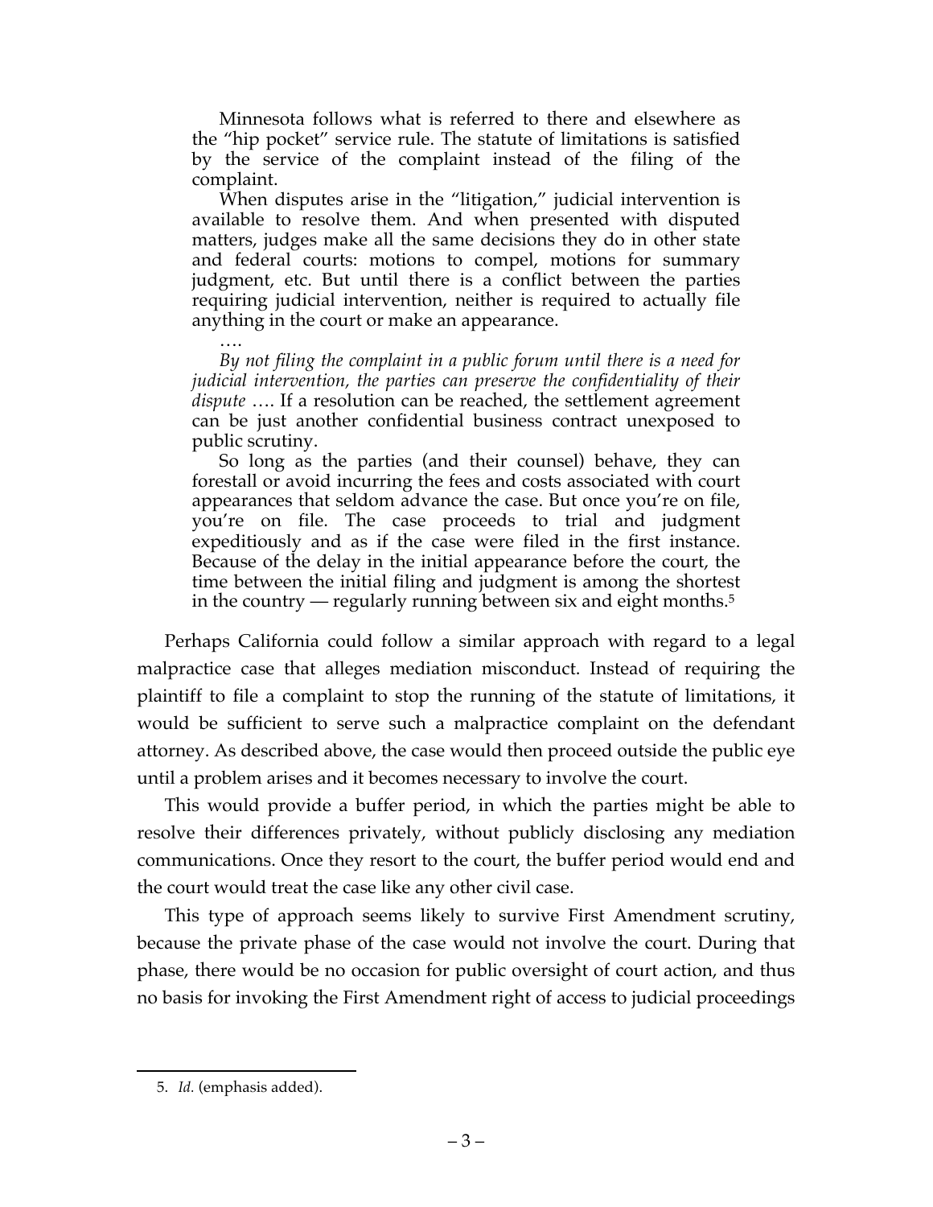> Minnesota follows what is referred to there and elsewhere as the "hip pocket" service rule. The statute of limitations is satisfied by the service of the complaint instead of the filing of the complaint.
>
> When disputes arise in the "litigation," judicial intervention is available to resolve them. And when presented with disputed matters, judges make all the same decisions they do in other state and federal courts: motions to compel, motions for summary judgment, etc. But until there is a conflict between the parties requiring judicial intervention, neither is required to actually file anything in the court or make an appearance.
>
> ….
>
> *By not filing the complaint in a public forum until there is a need for judicial intervention, the parties can preserve the confidentiality of their dispute* …. If a resolution can be reached, the settlement agreement can be just another confidential business contract unexposed to public scrutiny.
>
> So long as the parties (and their counsel) behave, they can forestall or avoid incurring the fees and costs associated with court appearances that seldom advance the case. But once you're on file, you're on file. The case proceeds to trial and judgment expeditiously and as if the case were filed in the first instance. Because of the delay in the initial appearance before the court, the time between the initial filing and judgment is among the shortest in the country — regularly running between six and eight months.[5]

Perhaps California could follow a similar approach with regard to a legal malpractice case that alleges mediation misconduct. Instead of requiring the plaintiff to file a complaint to stop the running of the statute of limitations, it would be sufficient to serve such a malpractice complaint on the defendant attorney. As described above, the case would then proceed outside the public eye until a problem arises and it becomes necessary to involve the court.

This would provide a buffer period, in which the parties might be able to resolve their differences privately, without publicly disclosing any mediation communications. Once they resort to the court, the buffer period would end and the court would treat the case like any other civil case.

This type of approach seems likely to survive First Amendment scrutiny, because the private phase of the case would not involve the court. During that phase, there would be no occasion for public oversight of court action, and thus no basis for invoking the First Amendment right of access to judicial proceedings

---

5. *Id.* (emphasis added).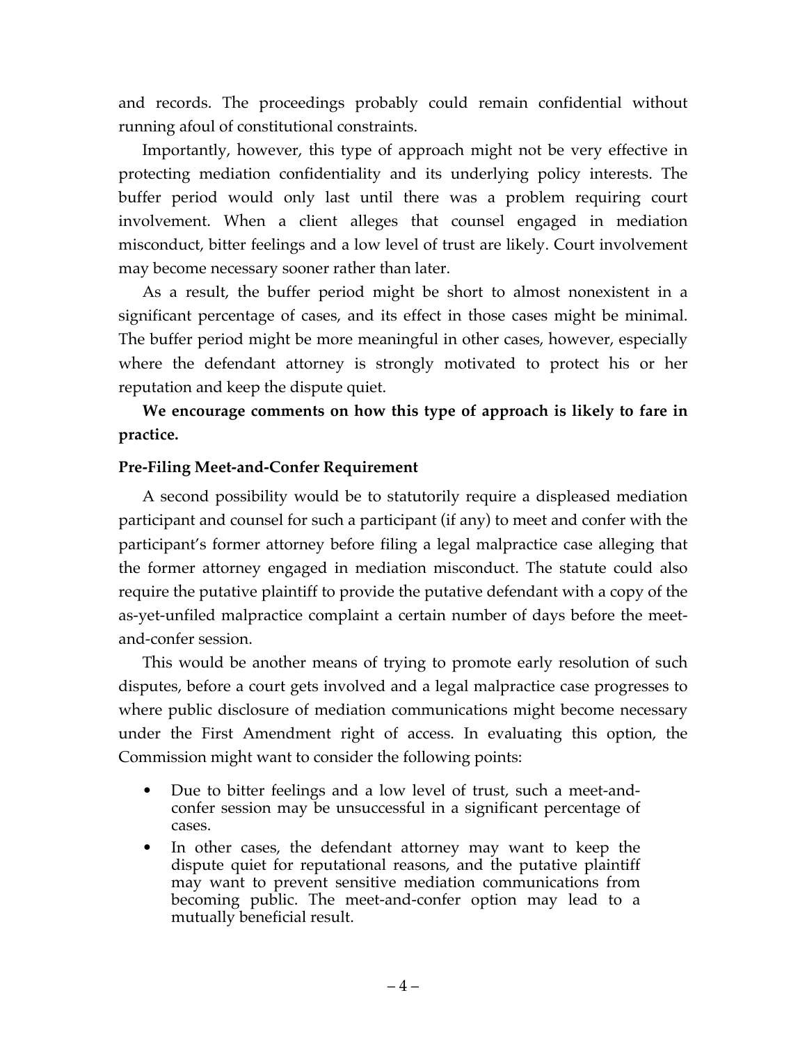and records. The proceedings probably could remain confidential without running afoul of constitutional constraints.

Importantly, however, this type of approach might not be very effective in protecting mediation confidentiality and its underlying policy interests. The buffer period would only last until there was a problem requiring court involvement. When a client alleges that counsel engaged in mediation misconduct, bitter feelings and a low level of trust are likely. Court involvement may become necessary sooner rather than later.

As a result, the buffer period might be short to almost nonexistent in a significant percentage of cases, and its effect in those cases might be minimal. The buffer period might be more meaningful in other cases, however, especially where the defendant attorney is strongly motivated to protect his or her reputation and keep the dispute quiet.

**We encourage comments on how this type of approach is likely to fare in practice.**

**Pre-Filing Meet-and-Confer Requirement**

A second possibility would be to statutorily require a displeased mediation participant and counsel for such a participant (if any) to meet and confer with the participant's former attorney before filing a legal malpractice case alleging that the former attorney engaged in mediation misconduct. The statute could also require the putative plaintiff to provide the putative defendant with a copy of the as-yet-unfiled malpractice complaint a certain number of days before the meet-and-confer session.

This would be another means of trying to promote early resolution of such disputes, before a court gets involved and a legal malpractice case progresses to where public disclosure of mediation communications might become necessary under the First Amendment right of access. In evaluating this option, the Commission might want to consider the following points:

- Due to bitter feelings and a low level of trust, such a meet-and-confer session may be unsuccessful in a significant percentage of cases.
- In other cases, the defendant attorney may want to keep the dispute quiet for reputational reasons, and the putative plaintiff may want to prevent sensitive mediation communications from becoming public. The meet-and-confer option may lead to a mutually beneficial result.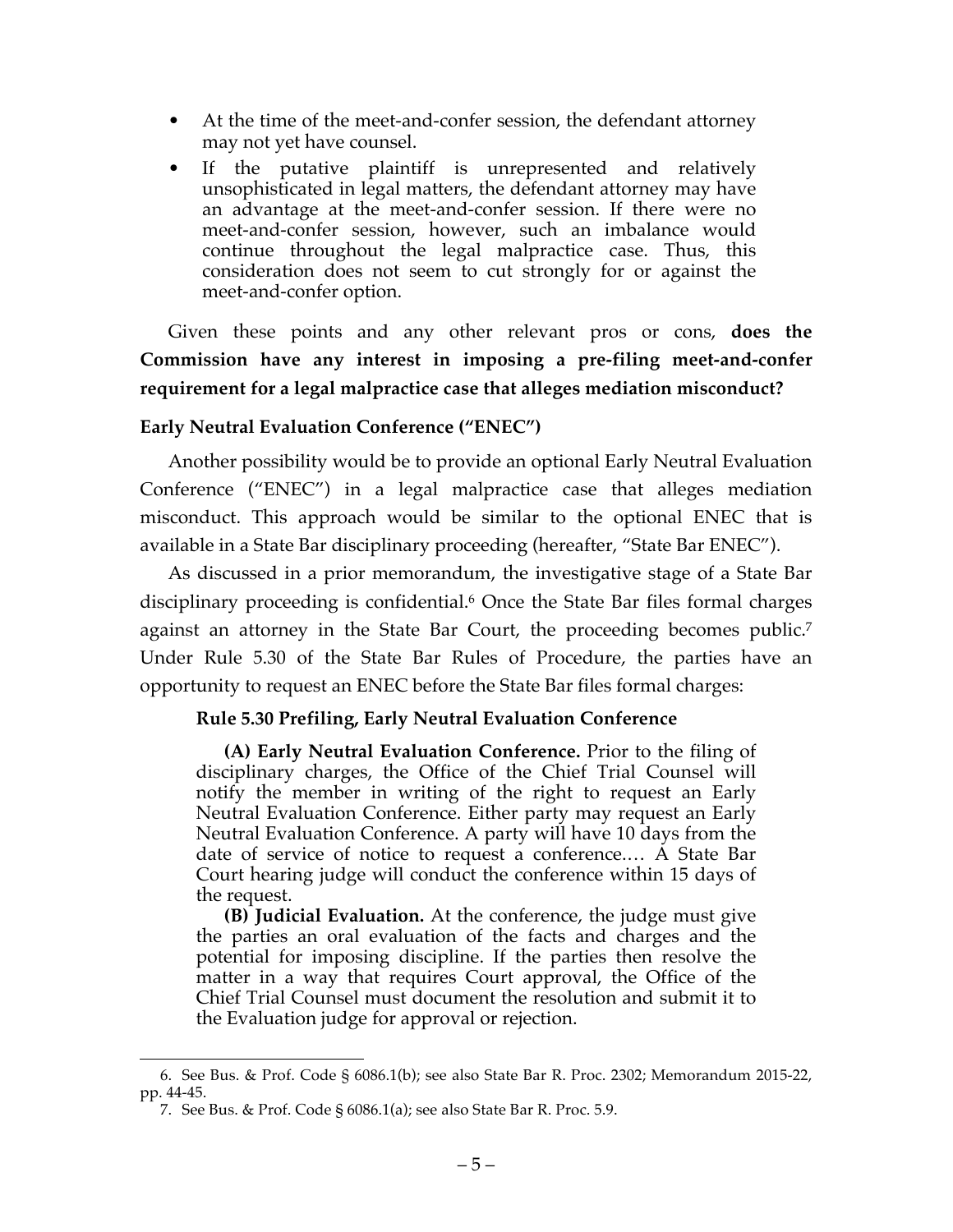- At the time of the meet-and-confer session, the defendant attorney may not yet have counsel.
- If the putative plaintiff is unrepresented and relatively unsophisticated in legal matters, the defendant attorney may have an advantage at the meet-and-confer session. If there were no meet-and-confer session, however, such an imbalance would continue throughout the legal malpractice case. Thus, this consideration does not seem to cut strongly for or against the meet-and-confer option.

Given these points and any other relevant pros or cons, **does the Commission have any interest in imposing a pre-filing meet-and-confer requirement for a legal malpractice case that alleges mediation misconduct?**

**Early Neutral Evaluation Conference ("ENEC")**

Another possibility would be to provide an optional Early Neutral Evaluation Conference ("ENEC") in a legal malpractice case that alleges mediation misconduct. This approach would be similar to the optional ENEC that is available in a State Bar disciplinary proceeding (hereafter, "State Bar ENEC").

As discussed in a prior memorandum, the investigative stage of a State Bar disciplinary proceeding is confidential.[6] Once the State Bar files formal charges against an attorney in the State Bar Court, the proceeding becomes public.[7] Under Rule 5.30 of the State Bar Rules of Procedure, the parties have an opportunity to request an ENEC before the State Bar files formal charges:

> **Rule 5.30 Prefiling, Early Neutral Evaluation Conference**
>
> **(A) Early Neutral Evaluation Conference.** Prior to the filing of disciplinary charges, the Office of the Chief Trial Counsel will notify the member in writing of the right to request an Early Neutral Evaluation Conference. Either party may request an Early Neutral Evaluation Conference. A party will have 10 days from the date of service of notice to request a conference.… A State Bar Court hearing judge will conduct the conference within 15 days of the request.
>
> **(B) Judicial Evaluation.** At the conference, the judge must give the parties an oral evaluation of the facts and charges and the potential for imposing discipline. If the parties then resolve the matter in a way that requires Court approval, the Office of the Chief Trial Counsel must document the resolution and submit it to the Evaluation judge for approval or rejection.

---

6. See Bus. & Prof. Code § 6086.1(b); see also State Bar R. Proc. 2302; Memorandum 2015-22, pp. 44-45.

7. See Bus. & Prof. Code § 6086.1(a); see also State Bar R. Proc. 5.9.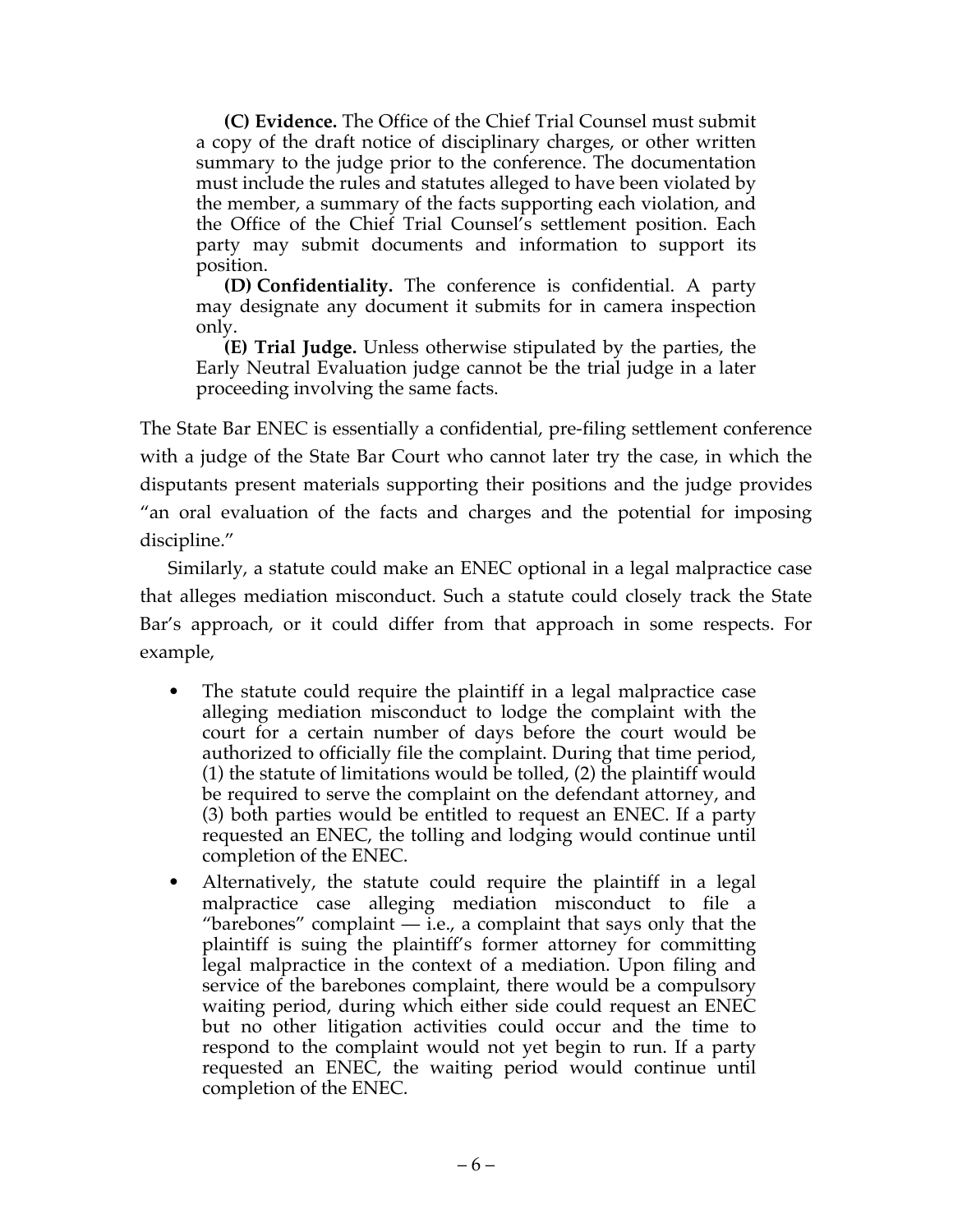> **(C) Evidence.** The Office of the Chief Trial Counsel must submit a copy of the draft notice of disciplinary charges, or other written summary to the judge prior to the conference. The documentation must include the rules and statutes alleged to have been violated by the member, a summary of the facts supporting each violation, and the Office of the Chief Trial Counsel's settlement position. Each party may submit documents and information to support its position.
>
> **(D) Confidentiality.** The conference is confidential. A party may designate any document it submits for in camera inspection only.
>
> **(E) Trial Judge.** Unless otherwise stipulated by the parties, the Early Neutral Evaluation judge cannot be the trial judge in a later proceeding involving the same facts.

The State Bar ENEC is essentially a confidential, pre-filing settlement conference with a judge of the State Bar Court who cannot later try the case, in which the disputants present materials supporting their positions and the judge provides "an oral evaluation of the facts and charges and the potential for imposing discipline."

Similarly, a statute could make an ENEC optional in a legal malpractice case that alleges mediation misconduct. Such a statute could closely track the State Bar's approach, or it could differ from that approach in some respects. For example,

- The statute could require the plaintiff in a legal malpractice case alleging mediation misconduct to lodge the complaint with the court for a certain number of days before the court would be authorized to officially file the complaint. During that time period, (1) the statute of limitations would be tolled, (2) the plaintiff would be required to serve the complaint on the defendant attorney, and (3) both parties would be entitled to request an ENEC. If a party requested an ENEC, the tolling and lodging would continue until completion of the ENEC.
- Alternatively, the statute could require the plaintiff in a legal malpractice case alleging mediation misconduct to file a "barebones" complaint — i.e., a complaint that says only that the plaintiff is suing the plaintiff's former attorney for committing legal malpractice in the context of a mediation. Upon filing and service of the barebones complaint, there would be a compulsory waiting period, during which either side could request an ENEC but no other litigation activities could occur and the time to respond to the complaint would not yet begin to run. If a party requested an ENEC, the waiting period would continue until completion of the ENEC.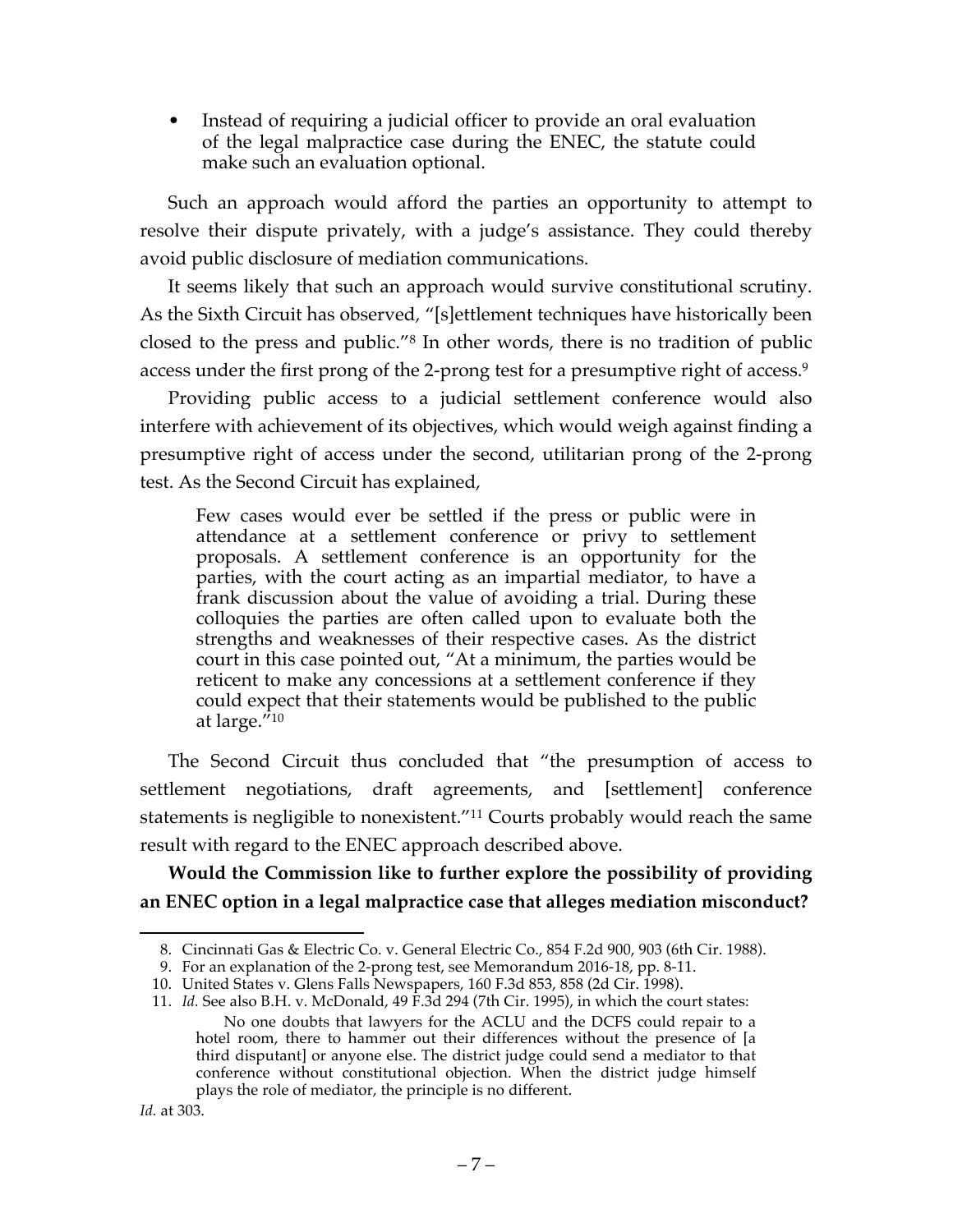- Instead of requiring a judicial officer to provide an oral evaluation of the legal malpractice case during the ENEC, the statute could make such an evaluation optional.

Such an approach would afford the parties an opportunity to attempt to resolve their dispute privately, with a judge's assistance. They could thereby avoid public disclosure of mediation communications.

It seems likely that such an approach would survive constitutional scrutiny. As the Sixth Circuit has observed, "[s]ettlement techniques have historically been closed to the press and public."[8] In other words, there is no tradition of public access under the first prong of the 2-prong test for a presumptive right of access.[9]

Providing public access to a judicial settlement conference would also interfere with achievement of its objectives, which would weigh against finding a presumptive right of access under the second, utilitarian prong of the 2-prong test. As the Second Circuit has explained,

> Few cases would ever be settled if the press or public were in attendance at a settlement conference or privy to settlement proposals. A settlement conference is an opportunity for the parties, with the court acting as an impartial mediator, to have a frank discussion about the value of avoiding a trial. During these colloquies the parties are often called upon to evaluate both the strengths and weaknesses of their respective cases. As the district court in this case pointed out, "At a minimum, the parties would be reticent to make any concessions at a settlement conference if they could expect that their statements would be published to the public at large."[10]

The Second Circuit thus concluded that "the presumption of access to settlement negotiations, draft agreements, and [settlement] conference statements is negligible to nonexistent."[11] Courts probably would reach the same result with regard to the ENEC approach described above.

**Would the Commission like to further explore the possibility of providing an ENEC option in a legal malpractice case that alleges mediation misconduct?**

---

8. Cincinnati Gas & Electric Co. v. General Electric Co., 854 F.2d 900, 903 (6th Cir. 1988).

9. For an explanation of the 2-prong test, see Memorandum 2016-18, pp. 8-11.

10. United States v. Glens Falls Newspapers, 160 F.3d 853, 858 (2d Cir. 1998).

11. *Id.* See also B.H. v. McDonald, 49 F.3d 294 (7th Cir. 1995), in which the court states:

> No one doubts that lawyers for the ACLU and the DCFS could repair to a hotel room, there to hammer out their differences without the presence of [a third disputant] or anyone else. The district judge could send a mediator to that conference without constitutional objection. When the district judge himself plays the role of mediator, the principle is no different.

*Id.* at 303.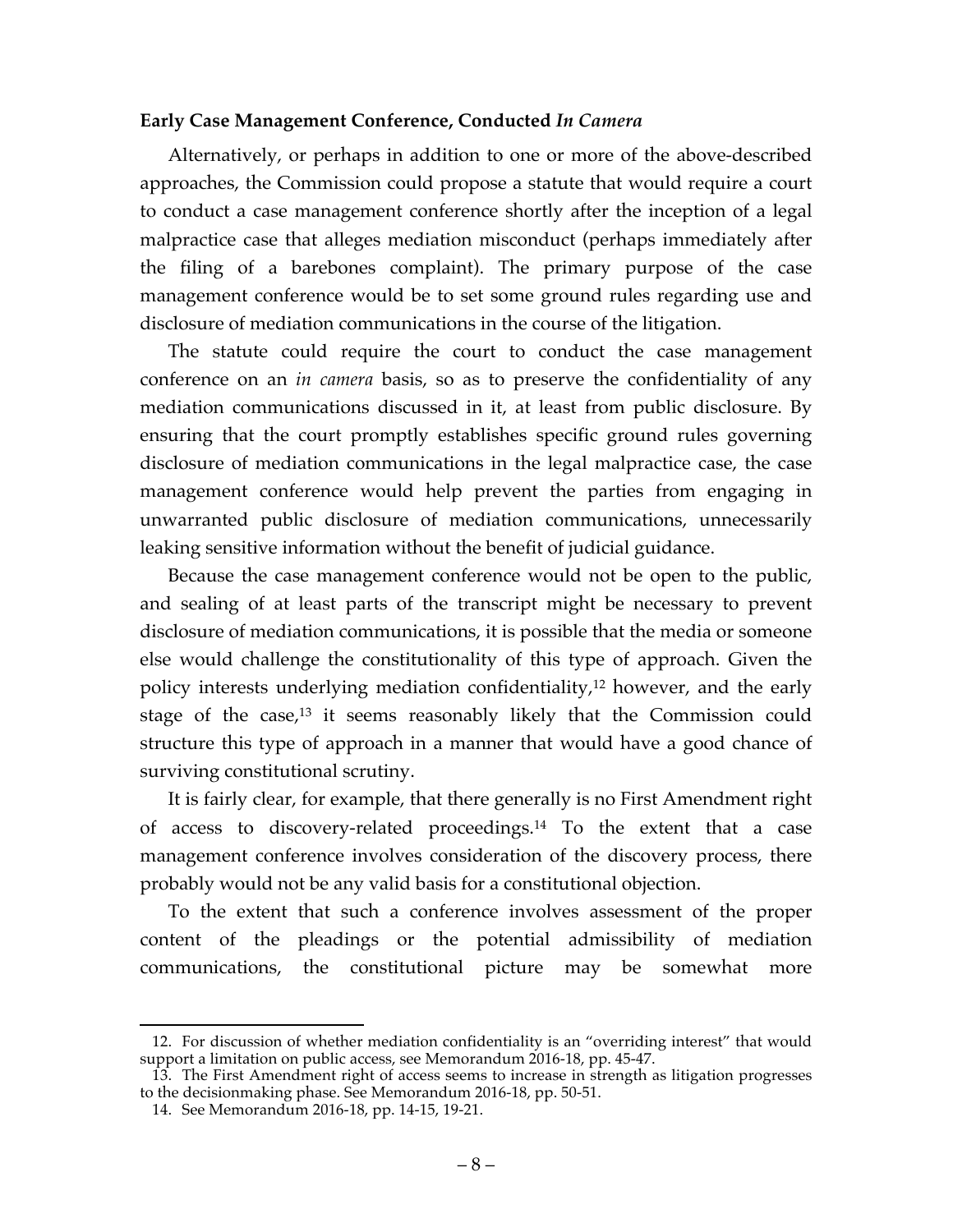**Early Case Management Conference, Conducted *In Camera***

Alternatively, or perhaps in addition to one or more of the above-described approaches, the Commission could propose a statute that would require a court to conduct a case management conference shortly after the inception of a legal malpractice case that alleges mediation misconduct (perhaps immediately after the filing of a barebones complaint). The primary purpose of the case management conference would be to set some ground rules regarding use and disclosure of mediation communications in the course of the litigation.

The statute could require the court to conduct the case management conference on an *in camera* basis, so as to preserve the confidentiality of any mediation communications discussed in it, at least from public disclosure. By ensuring that the court promptly establishes specific ground rules governing disclosure of mediation communications in the legal malpractice case, the case management conference would help prevent the parties from engaging in unwarranted public disclosure of mediation communications, unnecessarily leaking sensitive information without the benefit of judicial guidance.

Because the case management conference would not be open to the public, and sealing of at least parts of the transcript might be necessary to prevent disclosure of mediation communications, it is possible that the media or someone else would challenge the constitutionality of this type of approach. Given the policy interests underlying mediation confidentiality,[12] however, and the early stage of the case,[13] it seems reasonably likely that the Commission could structure this type of approach in a manner that would have a good chance of surviving constitutional scrutiny.

It is fairly clear, for example, that there generally is no First Amendment right of access to discovery-related proceedings.[14] To the extent that a case management conference involves consideration of the discovery process, there probably would not be any valid basis for a constitutional objection.

To the extent that such a conference involves assessment of the proper content of the pleadings or the potential admissibility of mediation communications, the constitutional picture may be somewhat more

12. For discussion of whether mediation confidentiality is an "overriding interest" that would support a limitation on public access, see Memorandum 2016-18, pp. 45-47.

13. The First Amendment right of access seems to increase in strength as litigation progresses to the decisionmaking phase. See Memorandum 2016-18, pp. 50-51.

14. See Memorandum 2016-18, pp. 14-15, 19-21.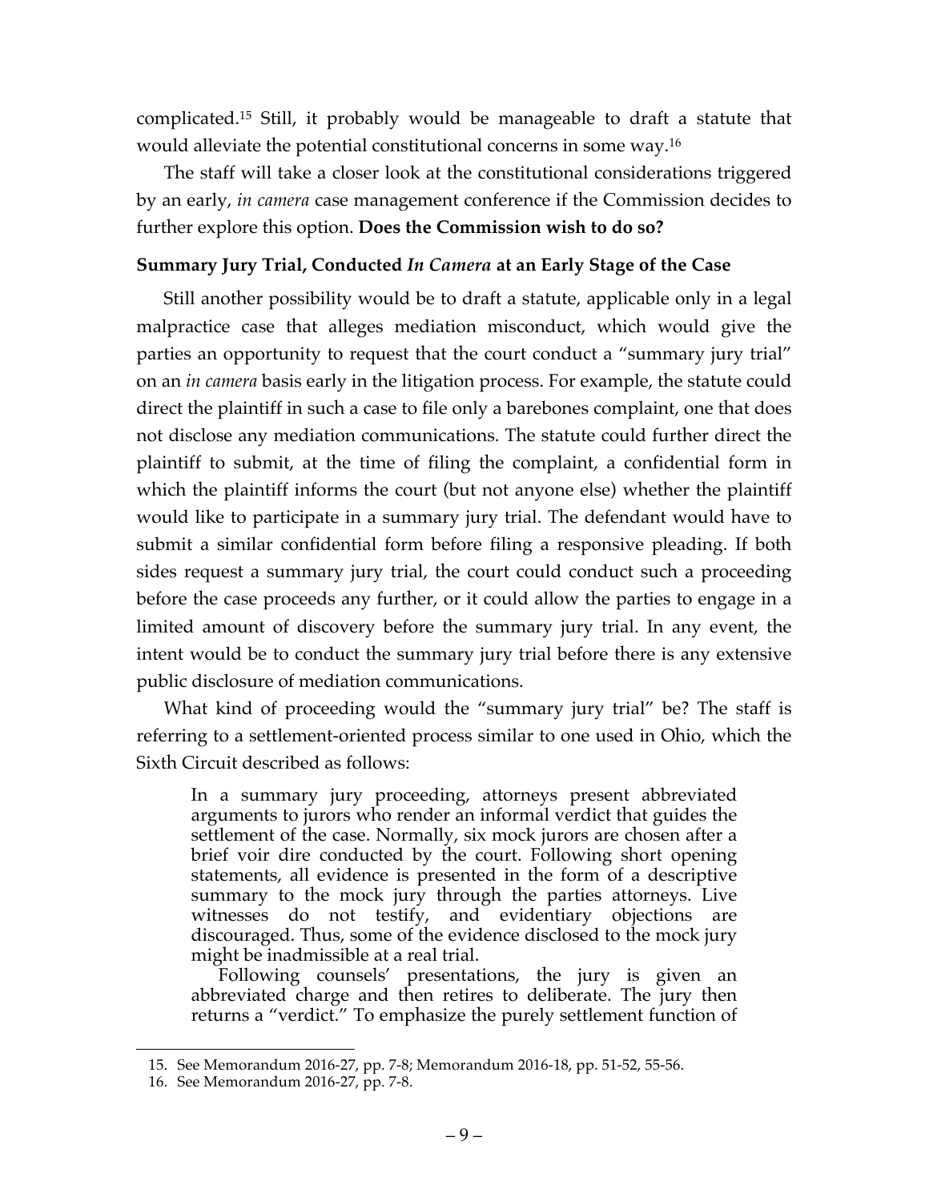complicated.[15] Still, it probably would be manageable to draft a statute that would alleviate the potential constitutional concerns in some way.[16]

The staff will take a closer look at the constitutional considerations triggered by an early, *in camera* case management conference if the Commission decides to further explore this option. **Does the Commission wish to do so?**

### Summary Jury Trial, Conducted *In Camera* at an Early Stage of the Case

Still another possibility would be to draft a statute, applicable only in a legal malpractice case that alleges mediation misconduct, which would give the parties an opportunity to request that the court conduct a "summary jury trial" on an *in camera* basis early in the litigation process. For example, the statute could direct the plaintiff in such a case to file only a barebones complaint, one that does not disclose any mediation communications. The statute could further direct the plaintiff to submit, at the time of filing the complaint, a confidential form in which the plaintiff informs the court (but not anyone else) whether the plaintiff would like to participate in a summary jury trial. The defendant would have to submit a similar confidential form before filing a responsive pleading. If both sides request a summary jury trial, the court could conduct such a proceeding before the case proceeds any further, or it could allow the parties to engage in a limited amount of discovery before the summary jury trial. In any event, the intent would be to conduct the summary jury trial before there is any extensive public disclosure of mediation communications.

What kind of proceeding would the "summary jury trial" be? The staff is referring to a settlement-oriented process similar to one used in Ohio, which the Sixth Circuit described as follows:

> In a summary jury proceeding, attorneys present abbreviated arguments to jurors who render an informal verdict that guides the settlement of the case. Normally, six mock jurors are chosen after a brief voir dire conducted by the court. Following short opening statements, all evidence is presented in the form of a descriptive summary to the mock jury through the parties attorneys. Live witnesses do not testify, and evidentiary objections are discouraged. Thus, some of the evidence disclosed to the mock jury might be inadmissible at a real trial.
>
> Following counsels' presentations, the jury is given an abbreviated charge and then retires to deliberate. The jury then returns a "verdict." To emphasize the purely settlement function of

---

15. See Memorandum 2016-27, pp. 7-8; Memorandum 2016-18, pp. 51-52, 55-56.

16. See Memorandum 2016-27, pp. 7-8.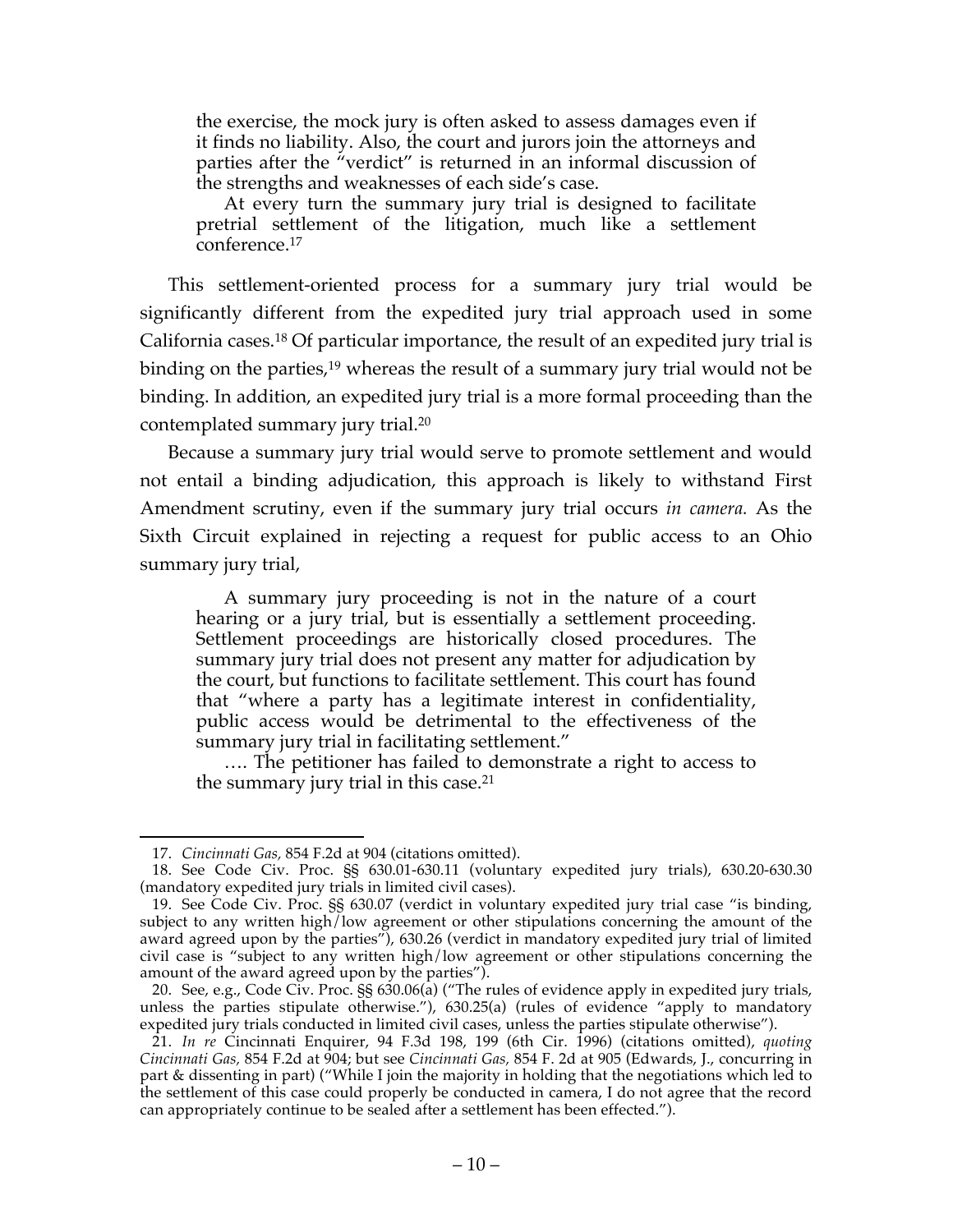> the exercise, the mock jury is often asked to assess damages even if it finds no liability. Also, the court and jurors join the attorneys and parties after the "verdict" is returned in an informal discussion of the strengths and weaknesses of each side's case.
>
> At every turn the summary jury trial is designed to facilitate pretrial settlement of the litigation, much like a settlement conference.[17]

This settlement-oriented process for a summary jury trial would be significantly different from the expedited jury trial approach used in some California cases.[18] Of particular importance, the result of an expedited jury trial is binding on the parties,[19] whereas the result of a summary jury trial would not be binding. In addition, an expedited jury trial is a more formal proceeding than the contemplated summary jury trial.[20]

Because a summary jury trial would serve to promote settlement and would not entail a binding adjudication, this approach is likely to withstand First Amendment scrutiny, even if the summary jury trial occurs *in camera.* As the Sixth Circuit explained in rejecting a request for public access to an Ohio summary jury trial,

> A summary jury proceeding is not in the nature of a court hearing or a jury trial, but is essentially a settlement proceeding. Settlement proceedings are historically closed procedures. The summary jury trial does not present any matter for adjudication by the court, but functions to facilitate settlement. This court has found that "where a party has a legitimate interest in confidentiality, public access would be detrimental to the effectiveness of the summary jury trial in facilitating settlement."
>
> …. The petitioner has failed to demonstrate a right to access to the summary jury trial in this case.[21]

---

17. *Cincinnati Gas,* 854 F.2d at 904 (citations omitted).

18. See Code Civ. Proc. §§ 630.01-630.11 (voluntary expedited jury trials), 630.20-630.30 (mandatory expedited jury trials in limited civil cases).

19. See Code Civ. Proc. §§ 630.07 (verdict in voluntary expedited jury trial case "is binding, subject to any written high/low agreement or other stipulations concerning the amount of the award agreed upon by the parties"), 630.26 (verdict in mandatory expedited jury trial of limited civil case is "subject to any written high/low agreement or other stipulations concerning the amount of the award agreed upon by the parties").

20. See, e.g., Code Civ. Proc. §§ 630.06(a) ("The rules of evidence apply in expedited jury trials, unless the parties stipulate otherwise."), 630.25(a) (rules of evidence "apply to mandatory expedited jury trials conducted in limited civil cases, unless the parties stipulate otherwise").

21. *In re* Cincinnati Enquirer, 94 F.3d 198, 199 (6th Cir. 1996) (citations omitted), *quoting Cincinnati Gas,* 854 F.2d at 904; but see *Cincinnati Gas,* 854 F. 2d at 905 (Edwards, J., concurring in part & dissenting in part) ("While I join the majority in holding that the negotiations which led to the settlement of this case could properly be conducted in camera, I do not agree that the record can appropriately continue to be sealed after a settlement has been effected.").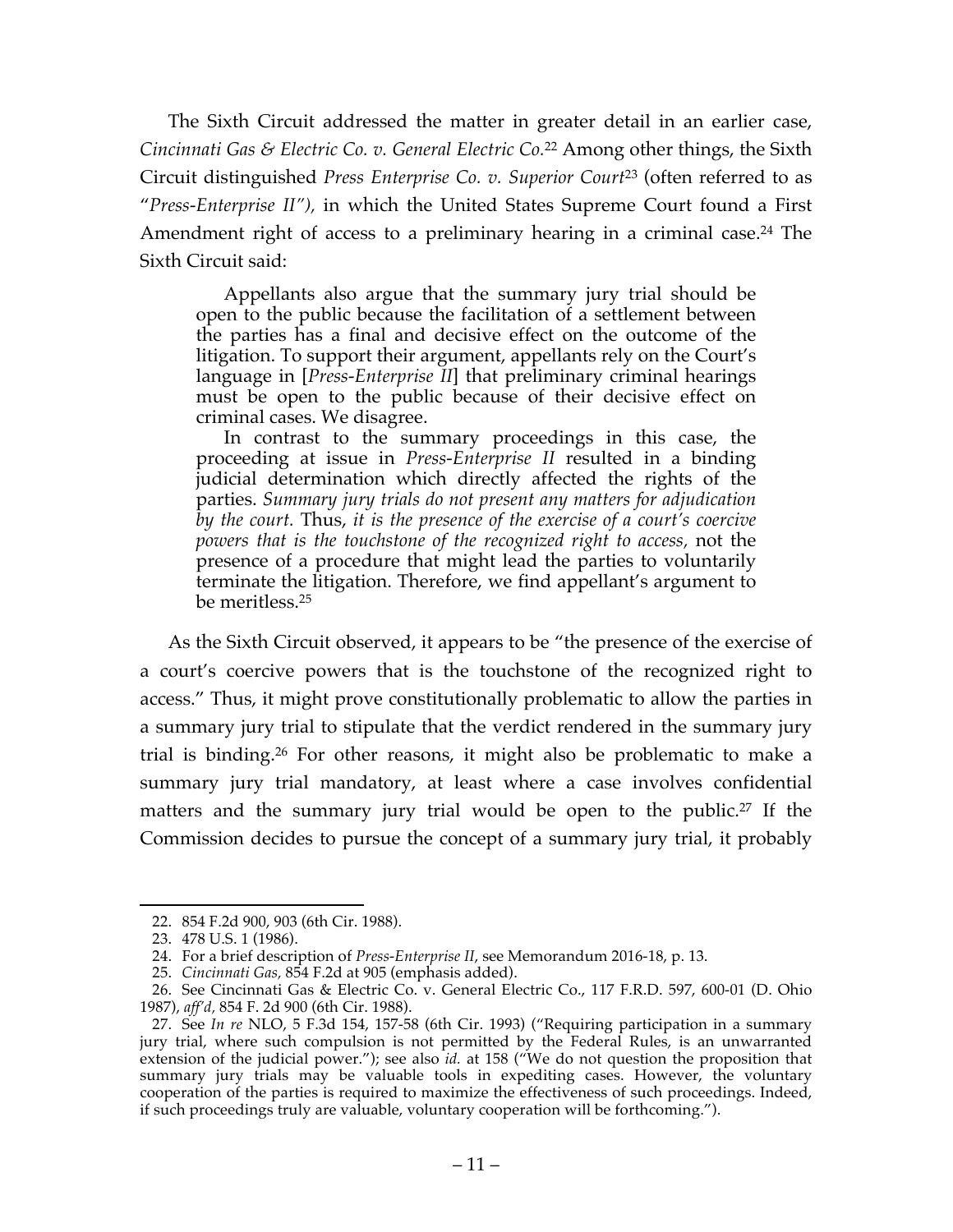The Sixth Circuit addressed the matter in greater detail in an earlier case, *Cincinnati Gas & Electric Co. v. General Electric Co.*[22] Among other things, the Sixth Circuit distinguished *Press Enterprise Co. v. Superior Court*[23] (often referred to as "*Press-Enterprise II"),* in which the United States Supreme Court found a First Amendment right of access to a preliminary hearing in a criminal case.[24] The Sixth Circuit said:

> Appellants also argue that the summary jury trial should be open to the public because the facilitation of a settlement between the parties has a final and decisive effect on the outcome of the litigation. To support their argument, appellants rely on the Court's language in [*Press-Enterprise II*] that preliminary criminal hearings must be open to the public because of their decisive effect on criminal cases. We disagree.
>
> In contrast to the summary proceedings in this case, the proceeding at issue in *Press-Enterprise II* resulted in a binding judicial determination which directly affected the rights of the parties. *Summary jury trials do not present any matters for adjudication by the court.* Thus, *it is the presence of the exercise of a court's coercive powers that is the touchstone of the recognized right to access,* not the presence of a procedure that might lead the parties to voluntarily terminate the litigation. Therefore, we find appellant's argument to be meritless.[25]

As the Sixth Circuit observed, it appears to be "the presence of the exercise of a court's coercive powers that is the touchstone of the recognized right to access." Thus, it might prove constitutionally problematic to allow the parties in a summary jury trial to stipulate that the verdict rendered in the summary jury trial is binding.[26] For other reasons, it might also be problematic to make a summary jury trial mandatory, at least where a case involves confidential matters and the summary jury trial would be open to the public.[27] If the Commission decides to pursue the concept of a summary jury trial, it probably

---

22. 854 F.2d 900, 903 (6th Cir. 1988).

23. 478 U.S. 1 (1986).

24. For a brief description of *Press-Enterprise II*, see Memorandum 2016-18, p. 13.

25. *Cincinnati Gas*, 854 F.2d at 905 (emphasis added).

26. See Cincinnati Gas & Electric Co. v. General Electric Co., 117 F.R.D. 597, 600-01 (D. Ohio 1987), *aff'd*, 854 F. 2d 900 (6th Cir. 1988).

27. See *In re* NLO, 5 F.3d 154, 157-58 (6th Cir. 1993) ("Requiring participation in a summary jury trial, where such compulsion is not permitted by the Federal Rules, is an unwarranted extension of the judicial power."); see also *id.* at 158 ("We do not question the proposition that summary jury trials may be valuable tools in expediting cases. However, the voluntary cooperation of the parties is required to maximize the effectiveness of such proceedings. Indeed, if such proceedings truly are valuable, voluntary cooperation will be forthcoming.").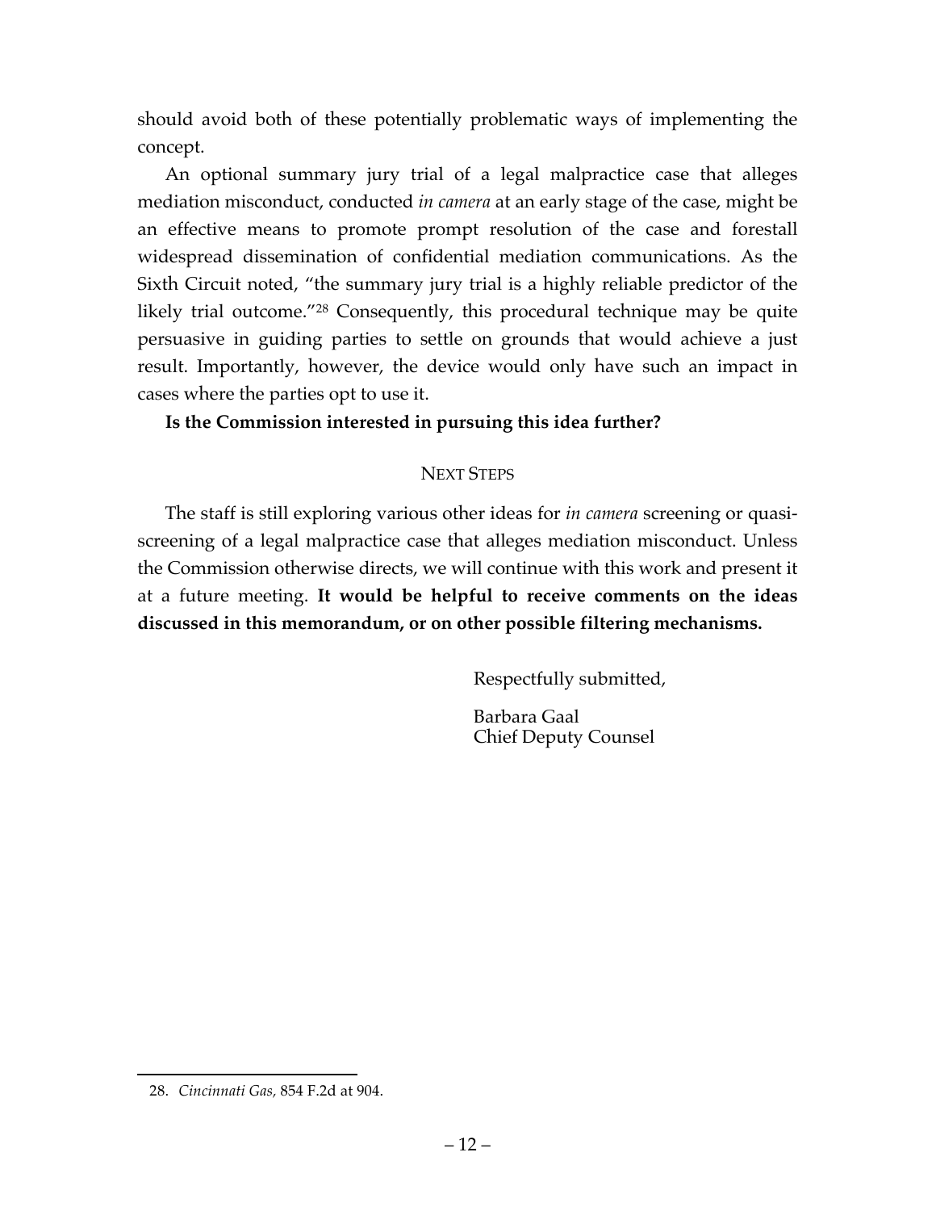should avoid both of these potentially problematic ways of implementing the concept.

An optional summary jury trial of a legal malpractice case that alleges mediation misconduct, conducted *in camera* at an early stage of the case, might be an effective means to promote prompt resolution of the case and forestall widespread dissemination of confidential mediation communications. As the Sixth Circuit noted, "the summary jury trial is a highly reliable predictor of the likely trial outcome."[28] Consequently, this procedural technique may be quite persuasive in guiding parties to settle on grounds that would achieve a just result. Importantly, however, the device would only have such an impact in cases where the parties opt to use it.

**Is the Commission interested in pursuing this idea further?**

## NEXT STEPS

The staff is still exploring various other ideas for *in camera* screening or quasi-screening of a legal malpractice case that alleges mediation misconduct. Unless the Commission otherwise directs, we will continue with this work and present it at a future meeting. **It would be helpful to receive comments on the ideas discussed in this memorandum, or on other possible filtering mechanisms.**

Respectfully submitted,

Barbara Gaal
Chief Deputy Counsel

28. *Cincinnati Gas,* 854 F.2d at 904.